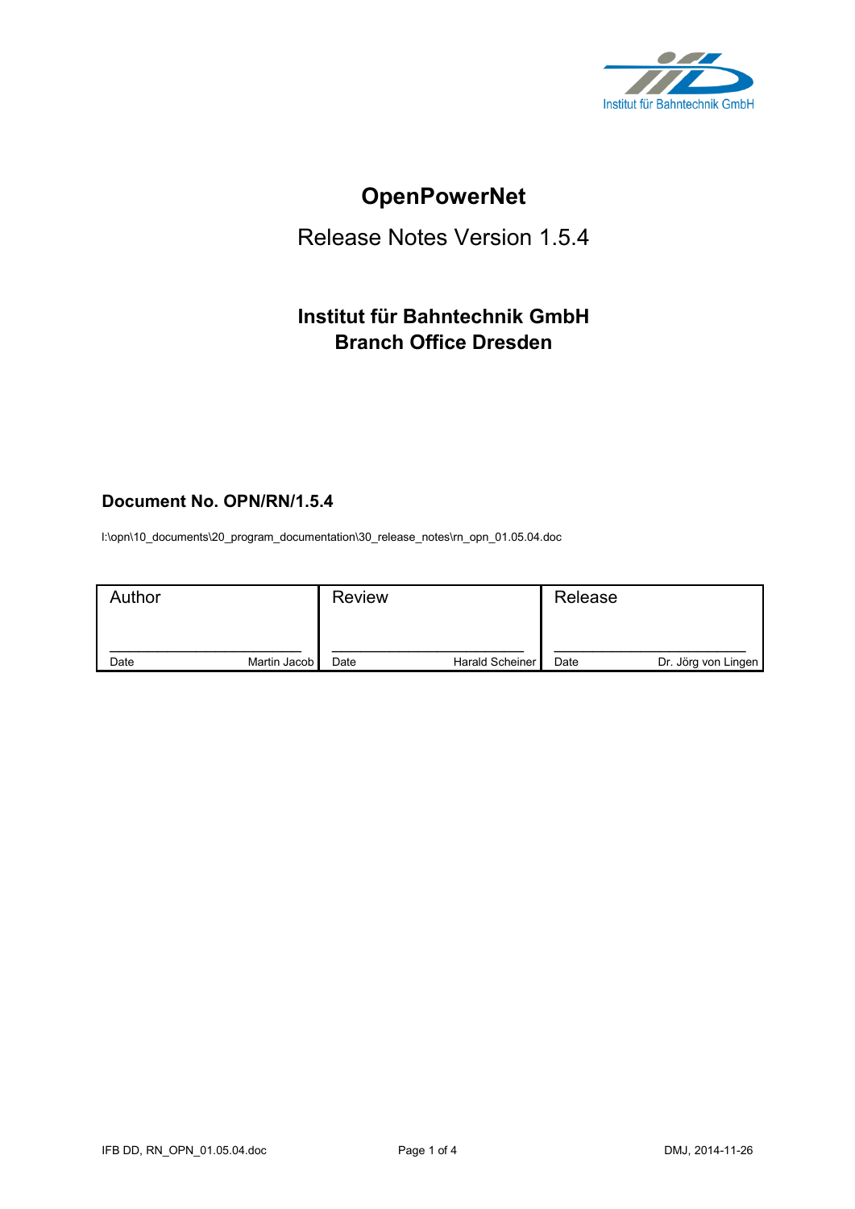Institut für Bahntechnik GmbH

# OpenPowerNet

## Release Notes Version 1.5.4

### Institut für Bahntechnik GmbH
### Branch Office Dresden

**Document No. OPN/RN/1.5.4**

I:\opn\10_documents\20_program_documentation\30_release_notes\rn_opn_01.05.04.doc

| Author | Review | Release |
| --- | --- | --- |
| \_\_\_\_\_\_\_\_\_\_\_\_\_\_\_\_\_\_\_\_\_\_\_\_ | \_\_\_\_\_\_\_\_\_\_\_\_\_\_\_\_\_\_\_\_\_\_\_\_ | \_\_\_\_\_\_\_\_\_\_\_\_\_\_\_\_\_\_\_\_\_\_\_\_ |
| Date Martin Jacob | Date Harald Scheiner | Date Dr. Jörg von Lingen |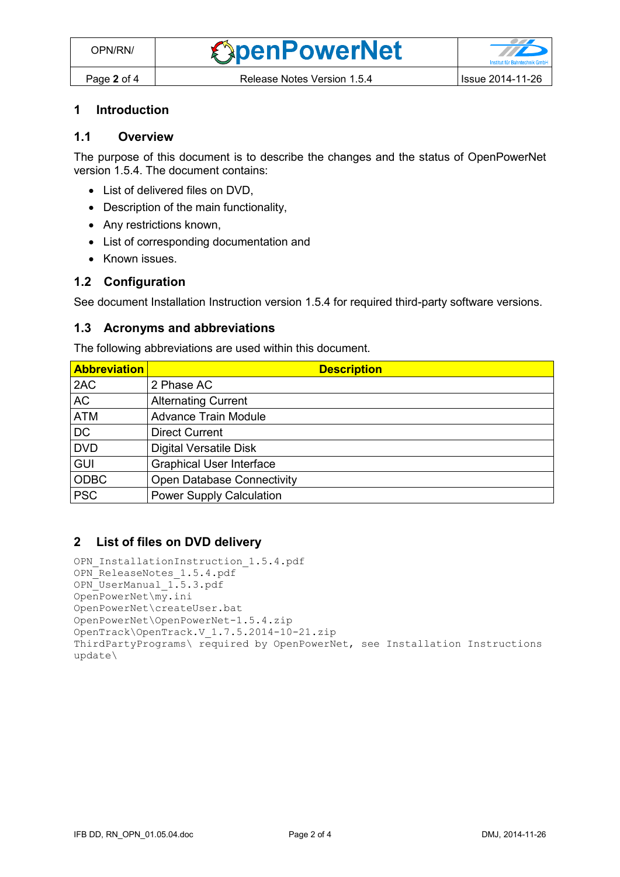# 1 Introduction

## 1.1 Overview

The purpose of this document is to describe the changes and the status of OpenPowerNet version 1.5.4. The document contains:

- List of delivered files on DVD,
- Description of the main functionality,
- Any restrictions known,
- List of corresponding documentation and
- Known issues.

## 1.2 Configuration

See document Installation Instruction version 1.5.4 for required third-party software versions.

## 1.3 Acronyms and abbreviations

The following abbreviations are used within this document.

| Abbreviation | Description |
|---|---|
| 2AC | 2 Phase AC |
| AC | Alternating Current |
| ATM | Advance Train Module |
| DC | Direct Current |
| DVD | Digital Versatile Disk |
| GUI | Graphical User Interface |
| ODBC | Open Database Connectivity |
| PSC | Power Supply Calculation |

# 2 List of files on DVD delivery

```
OPN_InstallationInstruction_1.5.4.pdf
OPN_ReleaseNotes_1.5.4.pdf
OPN_UserManual_1.5.3.pdf
OpenPowerNet\my.ini
OpenPowerNet\createUser.bat
OpenPowerNet\OpenPowerNet-1.5.4.zip
OpenTrack\OpenTrack.V_1.7.5.2014-10-21.zip
ThirdPartyPrograms\ required by OpenPowerNet, see Installation Instructions
update\
```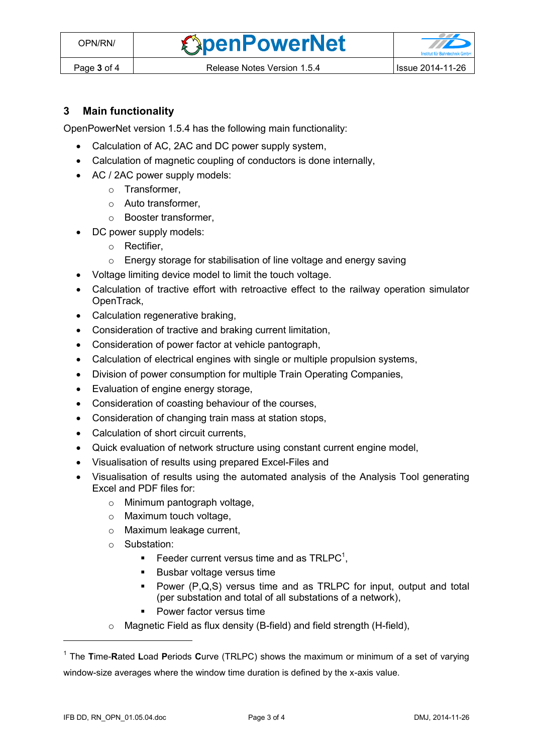## 3 Main functionality

OpenPowerNet version 1.5.4 has the following main functionality:

- Calculation of AC, 2AC and DC power supply system,
- Calculation of magnetic coupling of conductors is done internally,
- AC / 2AC power supply models:
  - Transformer,
  - Auto transformer,
  - Booster transformer,
- DC power supply models:
  - Rectifier,
  - Energy storage for stabilisation of line voltage and energy saving
- Voltage limiting device model to limit the touch voltage.
- Calculation of tractive effort with retroactive effect to the railway operation simulator OpenTrack,
- Calculation regenerative braking,
- Consideration of tractive and braking current limitation,
- Consideration of power factor at vehicle pantograph,
- Calculation of electrical engines with single or multiple propulsion systems,
- Division of power consumption for multiple Train Operating Companies,
- Evaluation of engine energy storage,
- Consideration of coasting behaviour of the courses,
- Consideration of changing train mass at station stops,
- Calculation of short circuit currents,
- Quick evaluation of network structure using constant current engine model,
- Visualisation of results using prepared Excel-Files and
- Visualisation of results using the automated analysis of the Analysis Tool generating Excel and PDF files for:
  - Minimum pantograph voltage,
  - Maximum touch voltage,
  - Maximum leakage current,
  - Substation:
    - Feeder current versus time and as TRLPC[1],
    - Busbar voltage versus time
    - Power (P,Q,S) versus time and as TRLPC for input, output and total (per substation and total of all substations of a network),
    - Power factor versus time
  - Magnetic Field as flux density (B-field) and field strength (H-field),

[1] The **T**ime-**R**ated **L**oad **P**eriods **C**urve (TRLPC) shows the maximum or minimum of a set of varying window-size averages where the window time duration is defined by the x-axis value.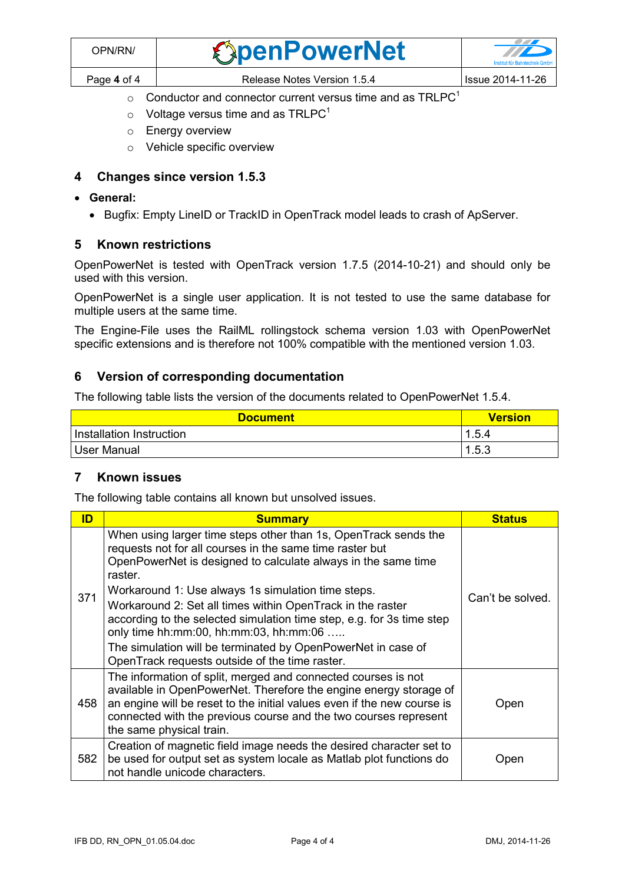- Conductor and connector current versus time and as TRLPC[1]
- Voltage versus time and as TRLPC[1]
- Energy overview
- Vehicle specific overview

## 4 Changes since version 1.5.3

- **General:**
  - Bugfix: Empty LineID or TrackID in OpenTrack model leads to crash of ApServer.

## 5 Known restrictions

OpenPowerNet is tested with OpenTrack version 1.7.5 (2014-10-21) and should only be used with this version.

OpenPowerNet is a single user application. It is not tested to use the same database for multiple users at the same time.

The Engine-File uses the RailML rollingstock schema version 1.03 with OpenPowerNet specific extensions and is therefore not 100% compatible with the mentioned version 1.03.

## 6 Version of corresponding documentation

The following table lists the version of the documents related to OpenPowerNet 1.5.4.

| Document | Version |
|---|---|
| Installation Instruction | 1.5.4 |
| User Manual | 1.5.3 |

## 7 Known issues

The following table contains all known but unsolved issues.

| ID | Summary | Status |
|---|---|---|
| 371 | When using larger time steps other than 1s, OpenTrack sends the requests not for all courses in the same time raster but OpenPowerNet is designed to calculate always in the same time raster.<br>Workaround 1: Use always 1s simulation time steps.<br>Workaround 2: Set all times within OpenTrack in the raster according to the selected simulation time step, e.g. for 3s time step only time hh:mm:00, hh:mm:03, hh:mm:06 .....<br>The simulation will be terminated by OpenPowerNet in case of OpenTrack requests outside of the time raster. | Can't be solved. |
| 458 | The information of split, merged and connected courses is not available in OpenPowerNet. Therefore the engine energy storage of an engine will be reset to the initial values even if the new course is connected with the previous course and the two courses represent the same physical train. | Open |
| 582 | Creation of magnetic field image needs the desired character set to be used for output set as system locale as Matlab plot functions do not handle unicode characters. | Open |